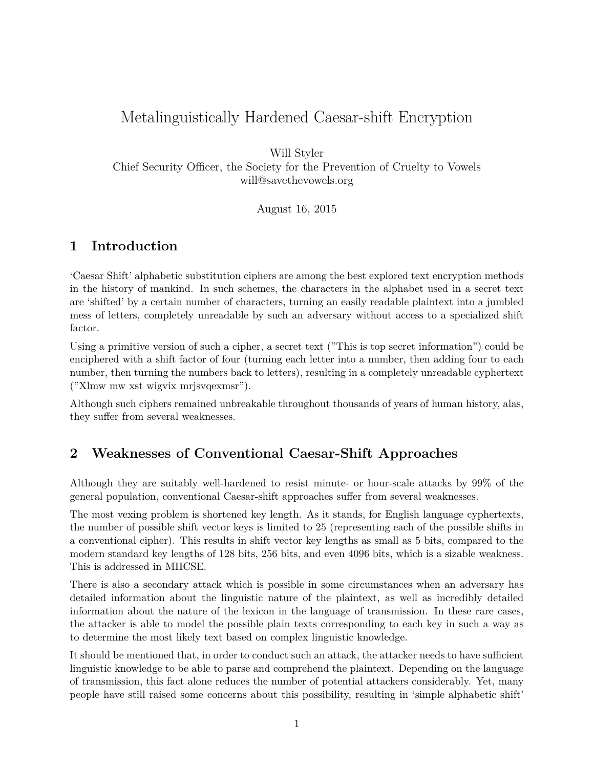# Metalinguistically Hardened Caesar-shift Encryption

Will Styler
Chief Security Officer, the Society for the Prevention of Cruelty to Vowels
will@savethevowels.org

August 16, 2015

## 1 Introduction

'Caesar Shift' alphabetic substitution ciphers are among the best explored text encryption methods in the history of mankind. In such schemes, the characters in the alphabet used in a secret text are 'shifted' by a certain number of characters, turning an easily readable plaintext into a jumbled mess of letters, completely unreadable by such an adversary without access to a specialized shift factor.

Using a primitive version of such a cipher, a secret text ("This is top secret information") could be enciphered with a shift factor of four (turning each letter into a number, then adding four to each number, then turning the numbers back to letters), resulting in a completely unreadable cyphertext ("Xlmw mw xst wigvix mrjsvqexmsr").

Although such ciphers remained unbreakable throughout thousands of years of human history, alas, they suffer from several weaknesses.

## 2 Weaknesses of Conventional Caesar-Shift Approaches

Although they are suitably well-hardened to resist minute- or hour-scale attacks by 99% of the general population, conventional Caesar-shift approaches suffer from several weaknesses.

The most vexing problem is shortened key length. As it stands, for English language cyphertexts, the number of possible shift vector keys is limited to 25 (representing each of the possible shifts in a conventional cipher). This results in shift vector key lengths as small as 5 bits, compared to the modern standard key lengths of 128 bits, 256 bits, and even 4096 bits, which is a sizable weakness. This is addressed in MHCSE.

There is also a secondary attack which is possible in some circumstances when an adversary has detailed information about the linguistic nature of the plaintext, as well as incredibly detailed information about the nature of the lexicon in the language of transmission. In these rare cases, the attacker is able to model the possible plain texts corresponding to each key in such a way as to determine the most likely text based on complex linguistic knowledge.

It should be mentioned that, in order to conduct such an attack, the attacker needs to have sufficient linguistic knowledge to be able to parse and comprehend the plaintext. Depending on the language of transmission, this fact alone reduces the number of potential attackers considerably. Yet, many people have still raised some concerns about this possibility, resulting in 'simple alphabetic shift'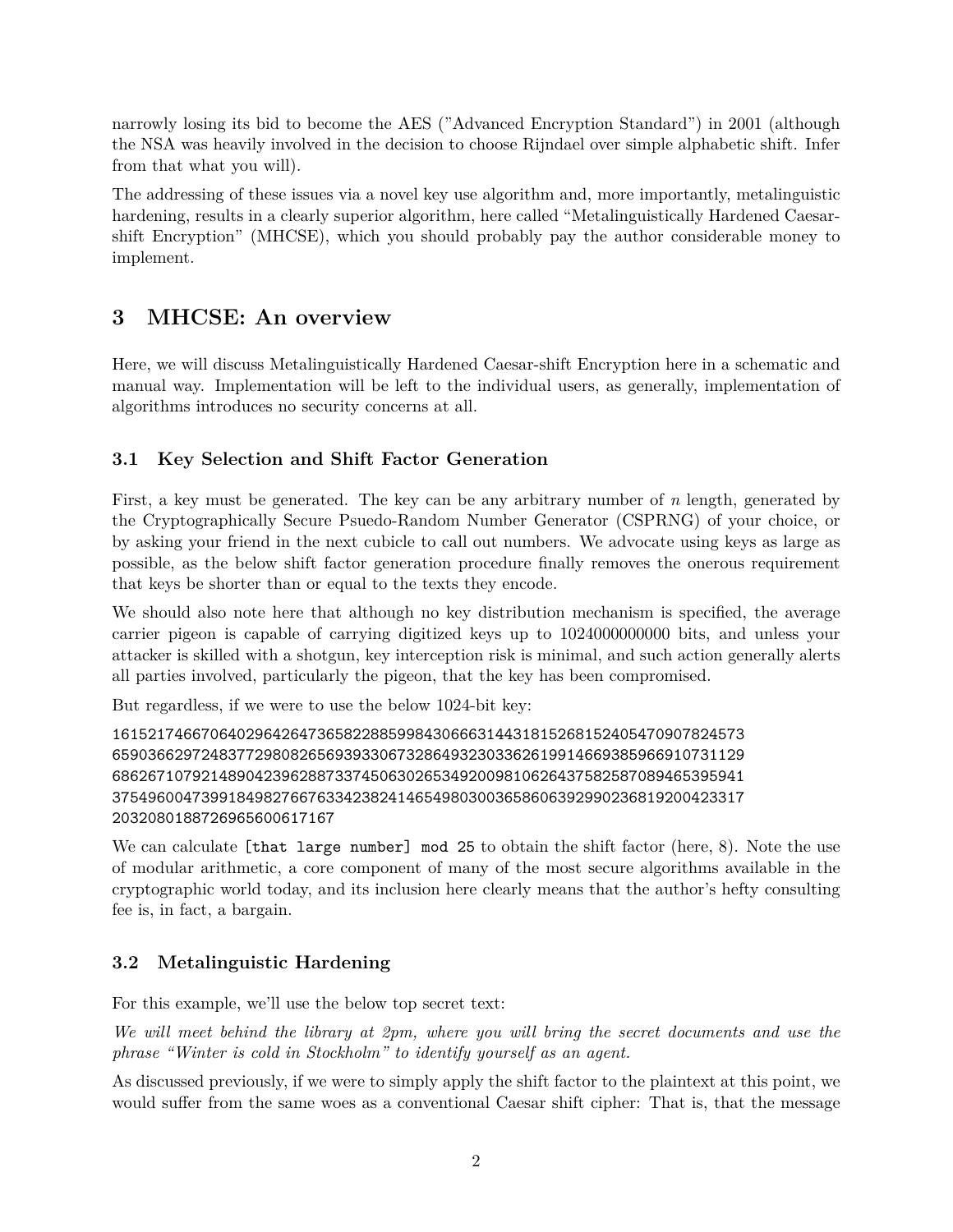narrowly losing its bid to become the AES ("Advanced Encryption Standard") in 2001 (although the NSA was heavily involved in the decision to choose Rijndael over simple alphabetic shift. Infer from that what you will).

The addressing of these issues via a novel key use algorithm and, more importantly, metalinguistic hardening, results in a clearly superior algorithm, here called "Metalinguistically Hardened Caesar-shift Encryption" (MHCSE), which you should probably pay the author considerable money to implement.

## 3 MHCSE: An overview

Here, we will discuss Metalinguistically Hardened Caesar-shift Encryption here in a schematic and manual way. Implementation will be left to the individual users, as generally, implementation of algorithms introduces no security concerns at all.

### 3.1 Key Selection and Shift Factor Generation

First, a key must be generated. The key can be any arbitrary number of $n$ length, generated by the Cryptographically Secure Psuedo-Random Number Generator (CSPRNG) of your choice, or by asking your friend in the next cubicle to call out numbers. We advocate using keys as large as possible, as the below shift factor generation procedure finally removes the onerous requirement that keys be shorter than or equal to the texts they encode.

We should also note here that although no key distribution mechanism is specified, the average carrier pigeon is capable of carrying digitized keys up to 1024000000000 bits, and unless your attacker is skilled with a shotgun, key interception risk is minimal, and such action generally alerts all parties involved, particularly the pigeon, that the key has been compromised.

But regardless, if we were to use the below 1024-bit key:

```
161521746670640296426473658228859984306663144318152681524054709078245733
659036629724837729808265693933067328649323033626199146693859669107311296
686267107921489042396288733745063026534920098106264375825870894653959413
754960047399184982766763342382414654980300365860639299023681920042331720
3208018872696560061716
```

We can calculate `[that large number] mod 25` to obtain the shift factor (here, 8). Note the use of modular arithmetic, a core component of many of the most secure algorithms available in the cryptographic world today, and its inclusion here clearly means that the author's hefty consulting fee is, in fact, a bargain.

### 3.2 Metalinguistic Hardening

For this example, we'll use the below top secret text:

*We will meet behind the library at 2pm, where you will bring the secret documents and use the phrase "Winter is cold in Stockholm" to identify yourself as an agent.*

As discussed previously, if we were to simply apply the shift factor to the plaintext at this point, we would suffer from the same woes as a conventional Caesar shift cipher: That is, that the message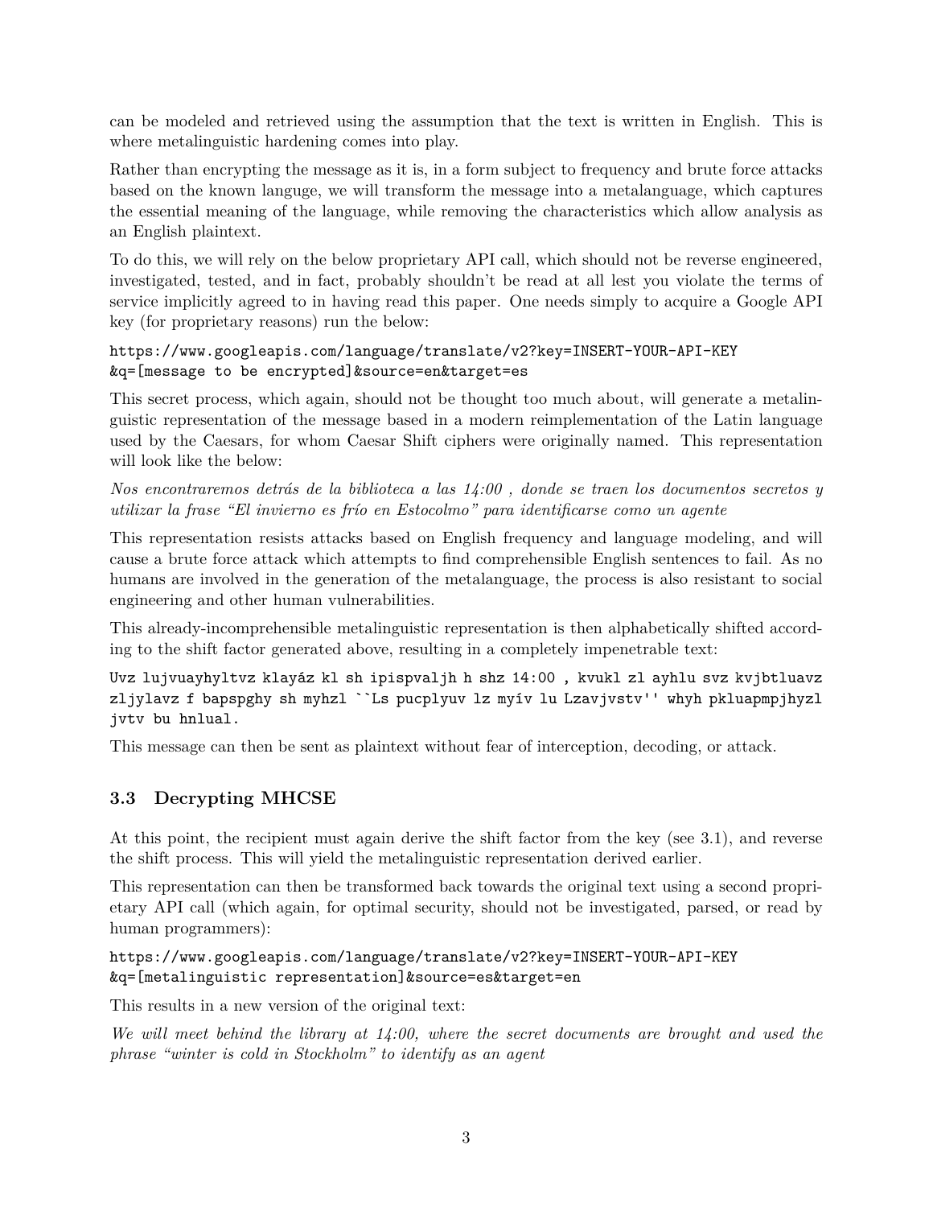can be modeled and retrieved using the assumption that the text is written in English. This is where metalinguistic hardening comes into play.

Rather than encrypting the message as it is, in a form subject to frequency and brute force attacks based on the known languge, we will transform the message into a metalanguage, which captures the essential meaning of the language, while removing the characteristics which allow analysis as an English plaintext.

To do this, we will rely on the below proprietary API call, which should not be reverse engineered, investigated, tested, and in fact, probably shouldn't be read at all lest you violate the terms of service implicitly agreed to in having read this paper. One needs simply to acquire a Google API key (for proprietary reasons) run the below:

```
https://www.googleapis.com/language/translate/v2?key=INSERT-YOUR-API-KEY
&q=[message to be encrypted]&source=en&target=es
```

This secret process, which again, should not be thought too much about, will generate a metalinguistic representation of the message based in a modern reimplementation of the Latin language used by the Caesars, for whom Caesar Shift ciphers were originally named. This representation will look like the below:

*Nos encontraremos detrás de la biblioteca a las 14:00 , donde se traen los documentos secretos y utilizar la frase "El invierno es frío en Estocolmo" para identificarse como un agente*

This representation resists attacks based on English frequency and language modeling, and will cause a brute force attack which attempts to find comprehensible English sentences to fail. As no humans are involved in the generation of the metalanguage, the process is also resistant to social engineering and other human vulnerabilities.

This already-incomprehensible metalinguistic representation is then alphabetically shifted according to the shift factor generated above, resulting in a completely impenetrable text:

```
Uvz lujvuayhyltvz klayáz kl sh ipispvaljh h shz 14:00 , kvukl zl ayhlu svz kvjbtluavz
zljylavz f bapspghy sh myhzl ``Ls pucplyuv lz myív lu Lzavjvstv'' whyh pkluapmpjhyzl
jvtv bu hnlual.
```

This message can then be sent as plaintext without fear of interception, decoding, or attack.

### 3.3 Decrypting MHCSE

At this point, the recipient must again derive the shift factor from the key (see 3.1), and reverse the shift process. This will yield the metalinguistic representation derived earlier.

This representation can then be transformed back towards the original text using a second proprietary API call (which again, for optimal security, should not be investigated, parsed, or read by human programmers):

```
https://www.googleapis.com/language/translate/v2?key=INSERT-YOUR-API-KEY
&q=[metalinguistic representation]&source=es&target=en
```

This results in a new version of the original text:

*We will meet behind the library at 14:00, where the secret documents are brought and used the phrase "winter is cold in Stockholm" to identify as an agent*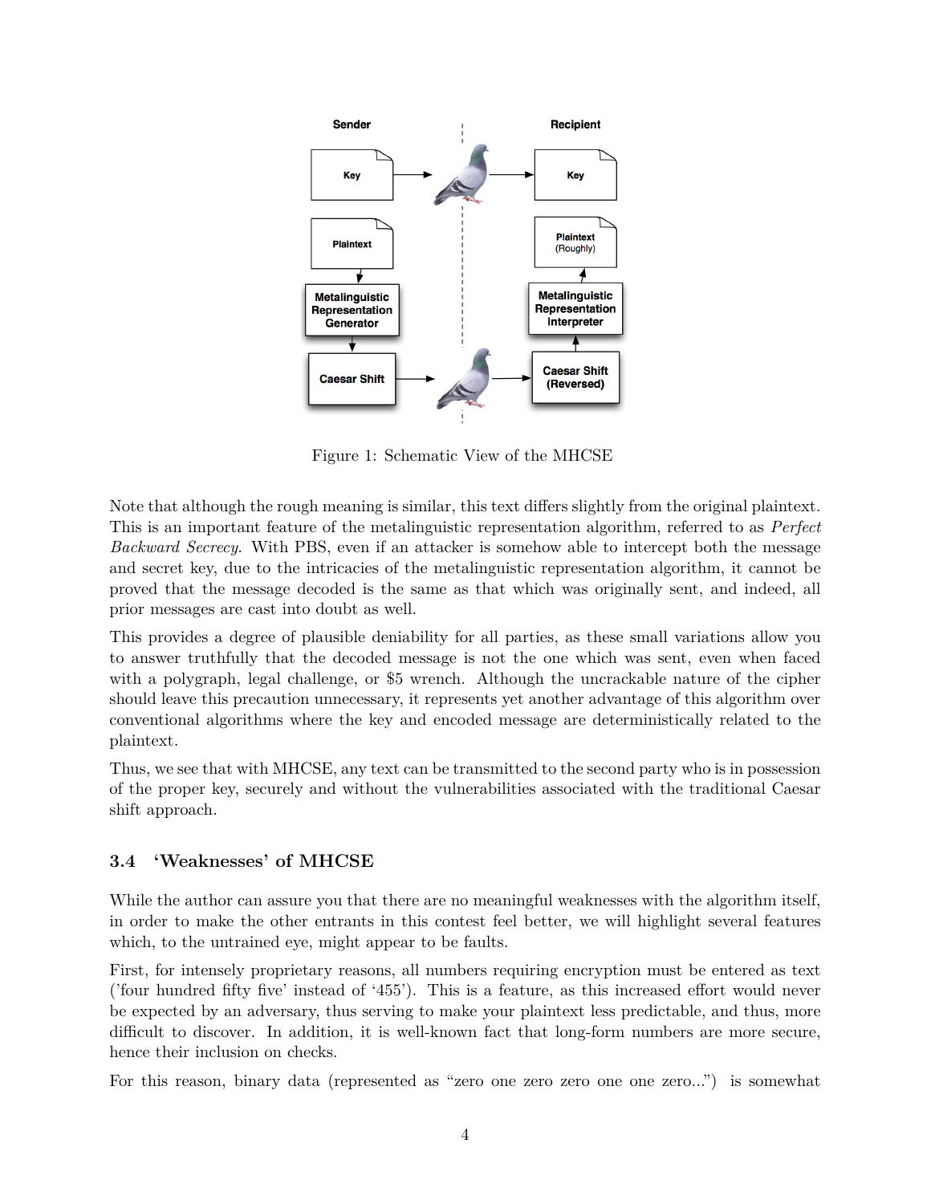Figure 1: Schematic View of the MHCSE

Note that although the rough meaning is similar, this text differs slightly from the original plaintext. This is an important feature of the metalinguistic representation algorithm, referred to as *Perfect Backward Secrecy*. With PBS, even if an attacker is somehow able to intercept both the message and secret key, due to the intricacies of the metalinguistic representation algorithm, it cannot be proved that the message decoded is the same as that which was originally sent, and indeed, all prior messages are cast into doubt as well.

This provides a degree of plausible deniability for all parties, as these small variations allow you to answer truthfully that the decoded message is not the one which was sent, even when faced with a polygraph, legal challenge, or $5 wrench. Although the uncrackable nature of the cipher should leave this precaution unnecessary, it represents yet another advantage of this algorithm over conventional algorithms where the key and encoded message are deterministically related to the plaintext.

Thus, we see that with MHCSE, any text can be transmitted to the second party who is in possession of the proper key, securely and without the vulnerabilities associated with the traditional Caesar shift approach.

### 3.4 'Weaknesses' of MHCSE

While the author can assure you that there are no meaningful weaknesses with the algorithm itself, in order to make the other entrants in this contest feel better, we will highlight several features which, to the untrained eye, might appear to be faults.

First, for intensely proprietary reasons, all numbers requiring encryption must be entered as text ('four hundred fifty five' instead of '455'). This is a feature, as this increased effort would never be expected by an adversary, thus serving to make your plaintext less predictable, and thus, more difficult to discover. In addition, it is well-known fact that long-form numbers are more secure, hence their inclusion on checks.

For this reason, binary data (represented as "zero one zero zero one one zero...") is somewhat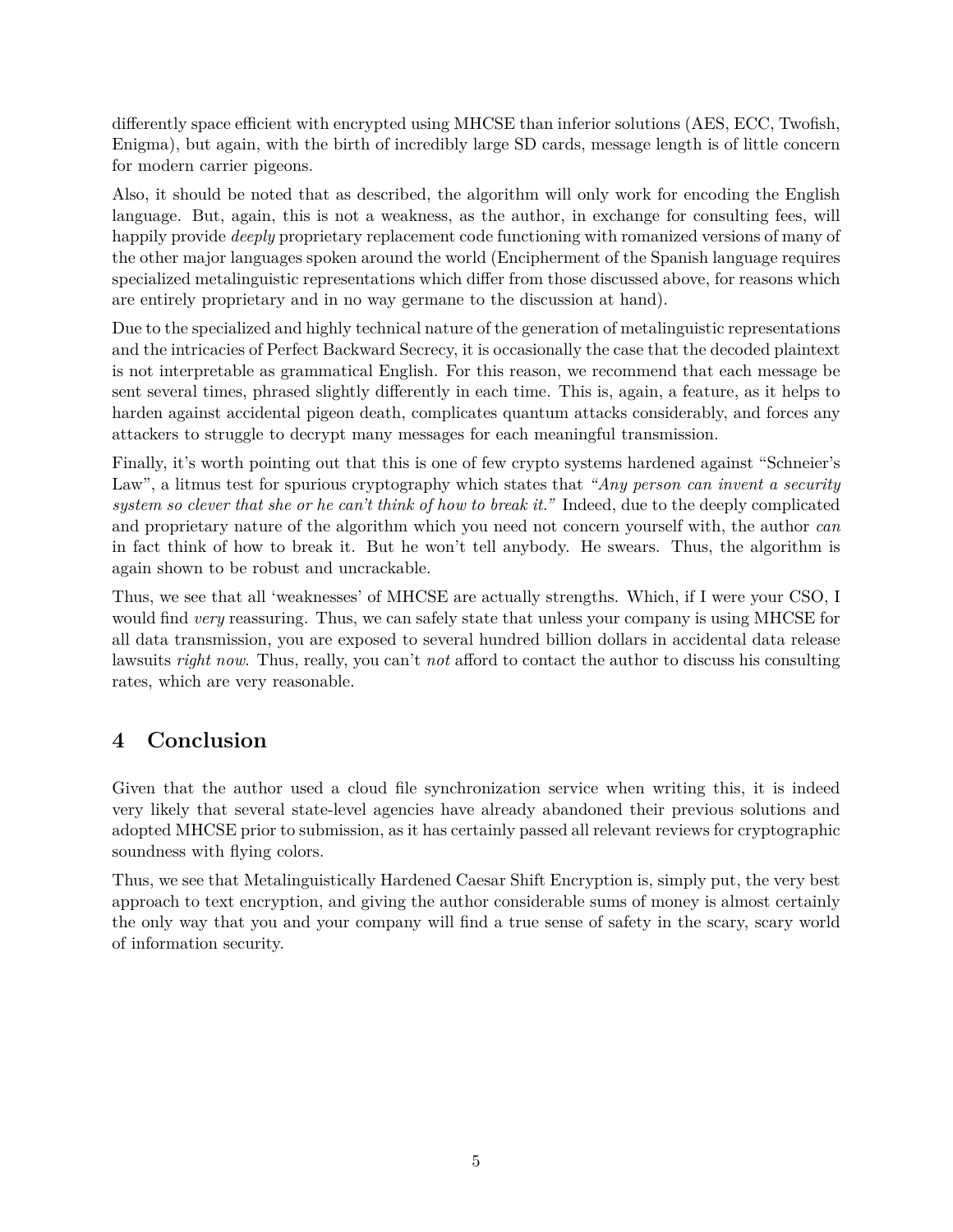differently space efficient with encrypted using MHCSE than inferior solutions (AES, ECC, Twofish, Enigma), but again, with the birth of incredibly large SD cards, message length is of little concern for modern carrier pigeons.

Also, it should be noted that as described, the algorithm will only work for encoding the English language. But, again, this is not a weakness, as the author, in exchange for consulting fees, will happily provide *deeply* proprietary replacement code functioning with romanized versions of many of the other major languages spoken around the world (Encipherment of the Spanish language requires specialized metalinguistic representations which differ from those discussed above, for reasons which are entirely proprietary and in no way germane to the discussion at hand).

Due to the specialized and highly technical nature of the generation of metalinguistic representations and the intricacies of Perfect Backward Secrecy, it is occasionally the case that the decoded plaintext is not interpretable as grammatical English. For this reason, we recommend that each message be sent several times, phrased slightly differently in each time. This is, again, a feature, as it helps to harden against accidental pigeon death, complicates quantum attacks considerably, and forces any attackers to struggle to decrypt many messages for each meaningful transmission.

Finally, it's worth pointing out that this is one of few crypto systems hardened against "Schneier's Law", a litmus test for spurious cryptography which states that *"Any person can invent a security system so clever that she or he can't think of how to break it."* Indeed, due to the deeply complicated and proprietary nature of the algorithm which you need not concern yourself with, the author *can* in fact think of how to break it. But he won't tell anybody. He swears. Thus, the algorithm is again shown to be robust and uncrackable.

Thus, we see that all 'weaknesses' of MHCSE are actually strengths. Which, if I were your CSO, I would find *very* reassuring. Thus, we can safely state that unless your company is using MHCSE for all data transmission, you are exposed to several hundred billion dollars in accidental data release lawsuits *right now*. Thus, really, you can't *not* afford to contact the author to discuss his consulting rates, which are very reasonable.

## 4 Conclusion

Given that the author used a cloud file synchronization service when writing this, it is indeed very likely that several state-level agencies have already abandoned their previous solutions and adopted MHCSE prior to submission, as it has certainly passed all relevant reviews for cryptographic soundness with flying colors.

Thus, we see that Metalinguistically Hardened Caesar Shift Encryption is, simply put, the very best approach to text encryption, and giving the author considerable sums of money is almost certainly the only way that you and your company will find a true sense of safety in the scary, scary world of information security.